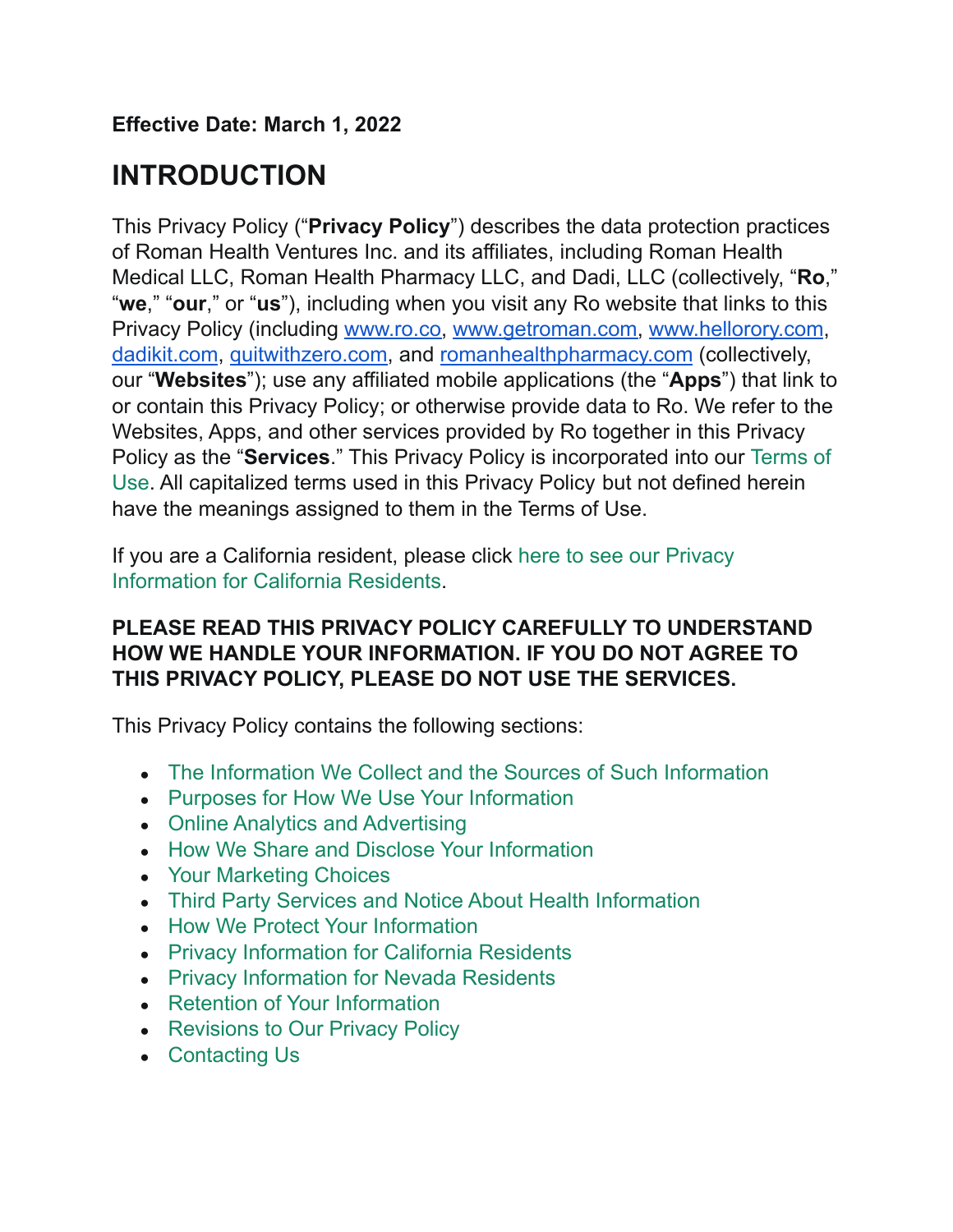**Effective Date: March 1, 2022**

# INTRODUCTION

This Privacy Policy ("**Privacy Policy**") describes the data protection practices of Roman Health Ventures Inc. and its affiliates, including Roman Health Medical LLC, Roman Health Pharmacy LLC, and Dadi, LLC (collectively, "**Ro**," "**we**," "**our**," or "**us**"), including when you visit any Ro website that links to this Privacy Policy (including www.ro.co, www.getroman.com, www.hellorory.com, dadikit.com, quitwithzero.com, and romanhealthpharmacy.com (collectively, our "**Websites**"); use any affiliated mobile applications (the "**Apps**") that link to or contain this Privacy Policy; or otherwise provide data to Ro. We refer to the Websites, Apps, and other services provided by Ro together in this Privacy Policy as the "**Services**." This Privacy Policy is incorporated into our Terms of Use. All capitalized terms used in this Privacy Policy but not defined herein have the meanings assigned to them in the Terms of Use.

If you are a California resident, please click here to see our Privacy Information for California Residents.

**PLEASE READ THIS PRIVACY POLICY CAREFULLY TO UNDERSTAND HOW WE HANDLE YOUR INFORMATION. IF YOU DO NOT AGREE TO THIS PRIVACY POLICY, PLEASE DO NOT USE THE SERVICES.**

This Privacy Policy contains the following sections:

- The Information We Collect and the Sources of Such Information
- Purposes for How We Use Your Information
- Online Analytics and Advertising
- How We Share and Disclose Your Information
- Your Marketing Choices
- Third Party Services and Notice About Health Information
- How We Protect Your Information
- Privacy Information for California Residents
- Privacy Information for Nevada Residents
- Retention of Your Information
- Revisions to Our Privacy Policy
- Contacting Us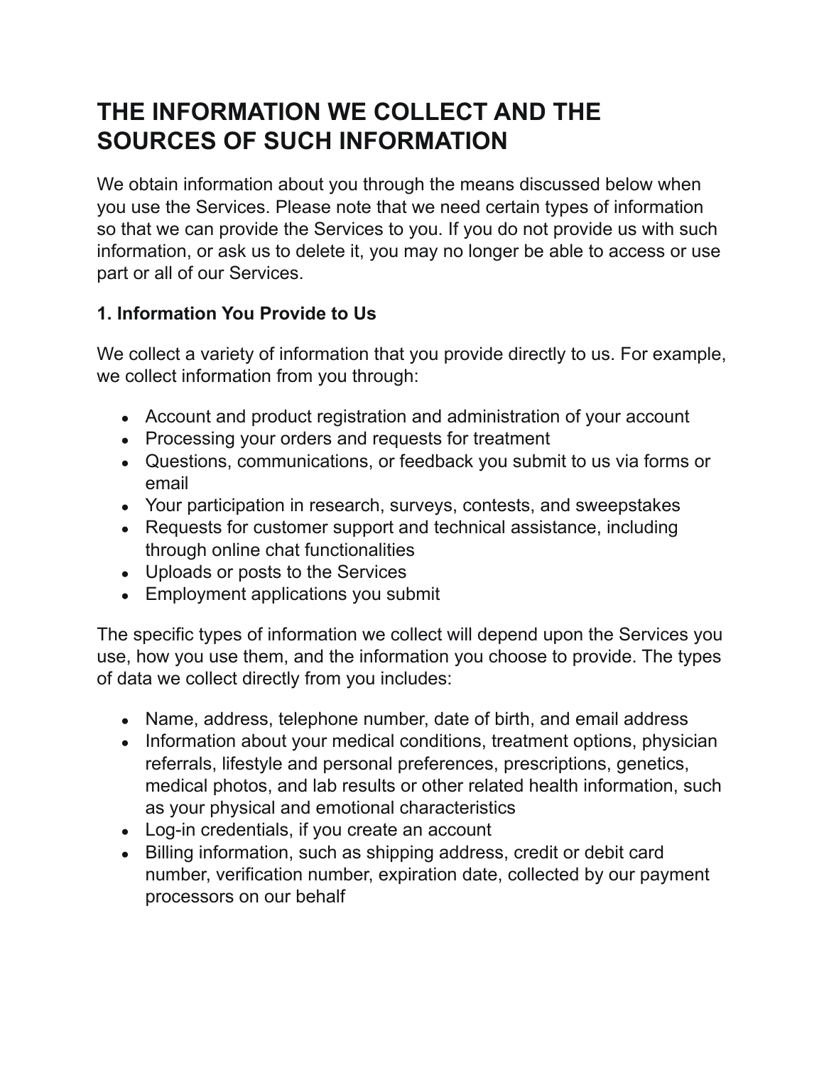# THE INFORMATION WE COLLECT AND THE SOURCES OF SUCH INFORMATION

We obtain information about you through the means discussed below when you use the Services. Please note that we need certain types of information so that we can provide the Services to you. If you do not provide us with such information, or ask us to delete it, you may no longer be able to access or use part or all of our Services.

### 1. Information You Provide to Us

We collect a variety of information that you provide directly to us. For example, we collect information from you through:

- Account and product registration and administration of your account
- Processing your orders and requests for treatment
- Questions, communications, or feedback you submit to us via forms or email
- Your participation in research, surveys, contests, and sweepstakes
- Requests for customer support and technical assistance, including through online chat functionalities
- Uploads or posts to the Services
- Employment applications you submit

The specific types of information we collect will depend upon the Services you use, how you use them, and the information you choose to provide. The types of data we collect directly from you includes:

- Name, address, telephone number, date of birth, and email address
- Information about your medical conditions, treatment options, physician referrals, lifestyle and personal preferences, prescriptions, genetics, medical photos, and lab results or other related health information, such as your physical and emotional characteristics
- Log-in credentials, if you create an account
- Billing information, such as shipping address, credit or debit card number, verification number, expiration date, collected by our payment processors on our behalf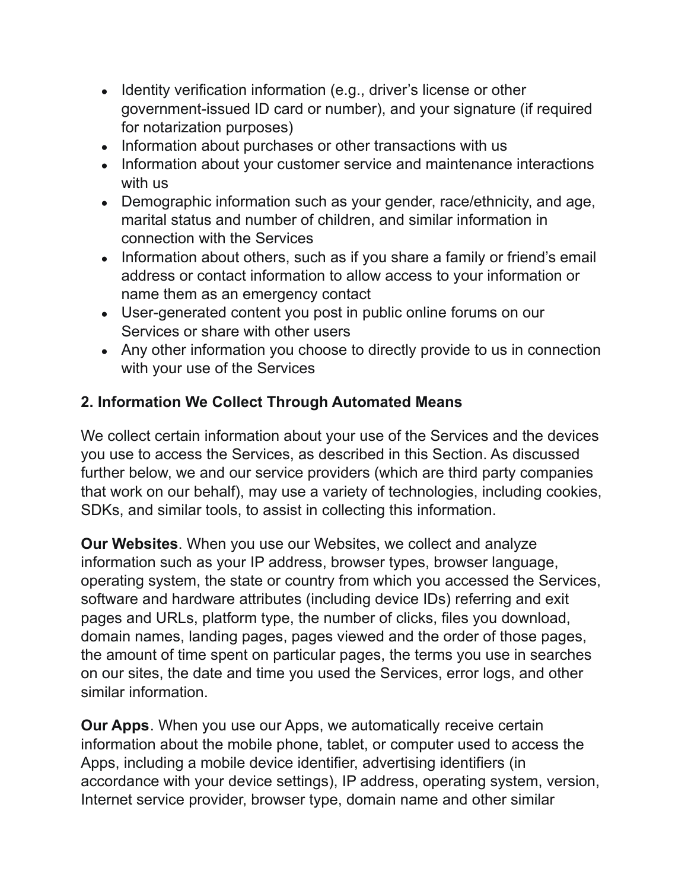- Identity verification information (e.g., driver's license or other government-issued ID card or number), and your signature (if required for notarization purposes)
- Information about purchases or other transactions with us
- Information about your customer service and maintenance interactions with us
- Demographic information such as your gender, race/ethnicity, and age, marital status and number of children, and similar information in connection with the Services
- Information about others, such as if you share a family or friend's email address or contact information to allow access to your information or name them as an emergency contact
- User-generated content you post in public online forums on our Services or share with other users
- Any other information you choose to directly provide to us in connection with your use of the Services

### 2. Information We Collect Through Automated Means

We collect certain information about your use of the Services and the devices you use to access the Services, as described in this Section. As discussed further below, we and our service providers (which are third party companies that work on our behalf), may use a variety of technologies, including cookies, SDKs, and similar tools, to assist in collecting this information.

**Our Websites**. When you use our Websites, we collect and analyze information such as your IP address, browser types, browser language, operating system, the state or country from which you accessed the Services, software and hardware attributes (including device IDs) referring and exit pages and URLs, platform type, the number of clicks, files you download, domain names, landing pages, pages viewed and the order of those pages, the amount of time spent on particular pages, the terms you use in searches on our sites, the date and time you used the Services, error logs, and other similar information.

**Our Apps**. When you use our Apps, we automatically receive certain information about the mobile phone, tablet, or computer used to access the Apps, including a mobile device identifier, advertising identifiers (in accordance with your device settings), IP address, operating system, version, Internet service provider, browser type, domain name and other similar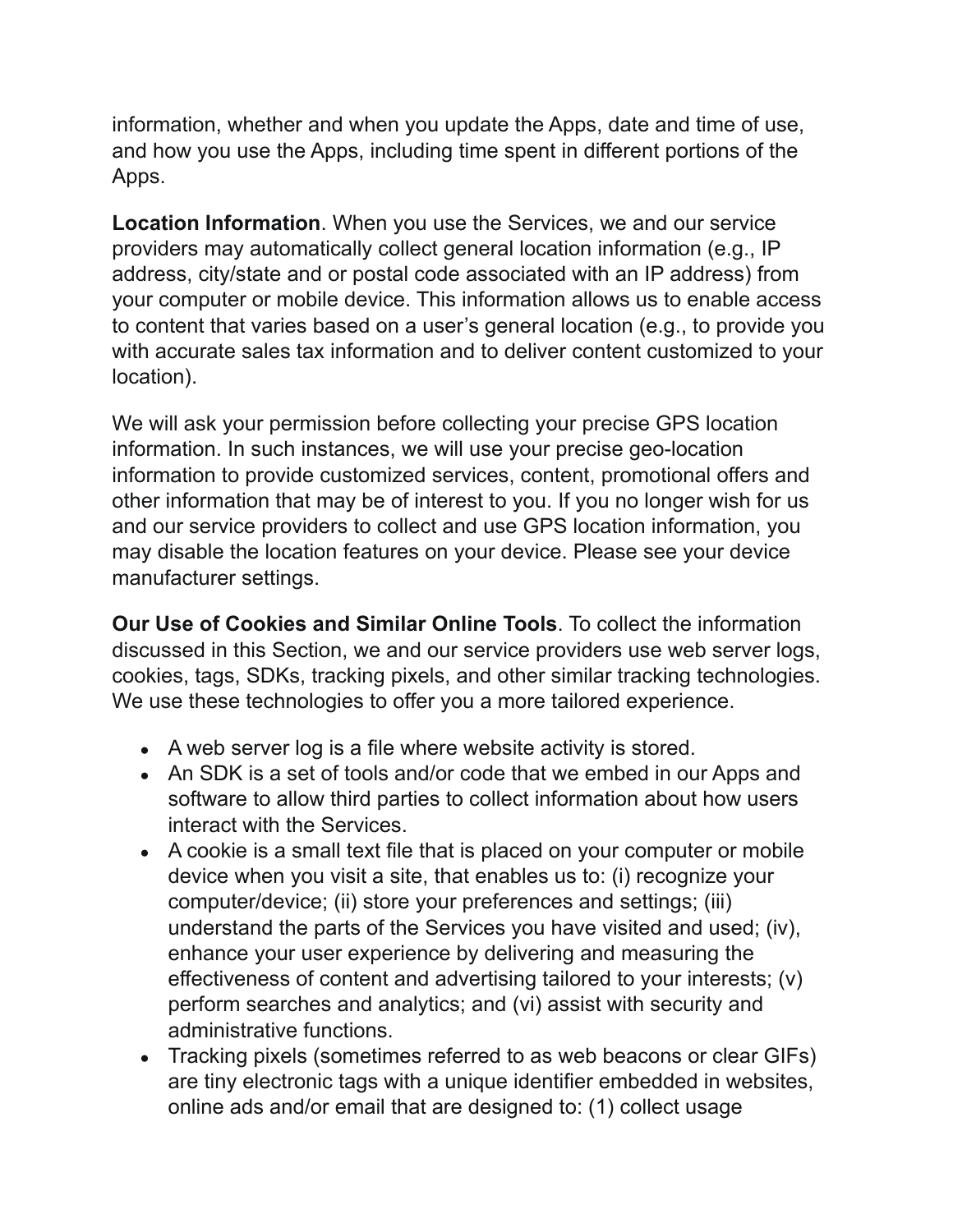information, whether and when you update the Apps, date and time of use, and how you use the Apps, including time spent in different portions of the Apps.

**Location Information**. When you use the Services, we and our service providers may automatically collect general location information (e.g., IP address, city/state and or postal code associated with an IP address) from your computer or mobile device. This information allows us to enable access to content that varies based on a user's general location (e.g., to provide you with accurate sales tax information and to deliver content customized to your location).

We will ask your permission before collecting your precise GPS location information. In such instances, we will use your precise geo-location information to provide customized services, content, promotional offers and other information that may be of interest to you. If you no longer wish for us and our service providers to collect and use GPS location information, you may disable the location features on your device. Please see your device manufacturer settings.

**Our Use of Cookies and Similar Online Tools**. To collect the information discussed in this Section, we and our service providers use web server logs, cookies, tags, SDKs, tracking pixels, and other similar tracking technologies. We use these technologies to offer you a more tailored experience.

- A web server log is a file where website activity is stored.
- An SDK is a set of tools and/or code that we embed in our Apps and software to allow third parties to collect information about how users interact with the Services.
- A cookie is a small text file that is placed on your computer or mobile device when you visit a site, that enables us to: (i) recognize your computer/device; (ii) store your preferences and settings; (iii) understand the parts of the Services you have visited and used; (iv), enhance your user experience by delivering and measuring the effectiveness of content and advertising tailored to your interests; (v) perform searches and analytics; and (vi) assist with security and administrative functions.
- Tracking pixels (sometimes referred to as web beacons or clear GIFs) are tiny electronic tags with a unique identifier embedded in websites, online ads and/or email that are designed to: (1) collect usage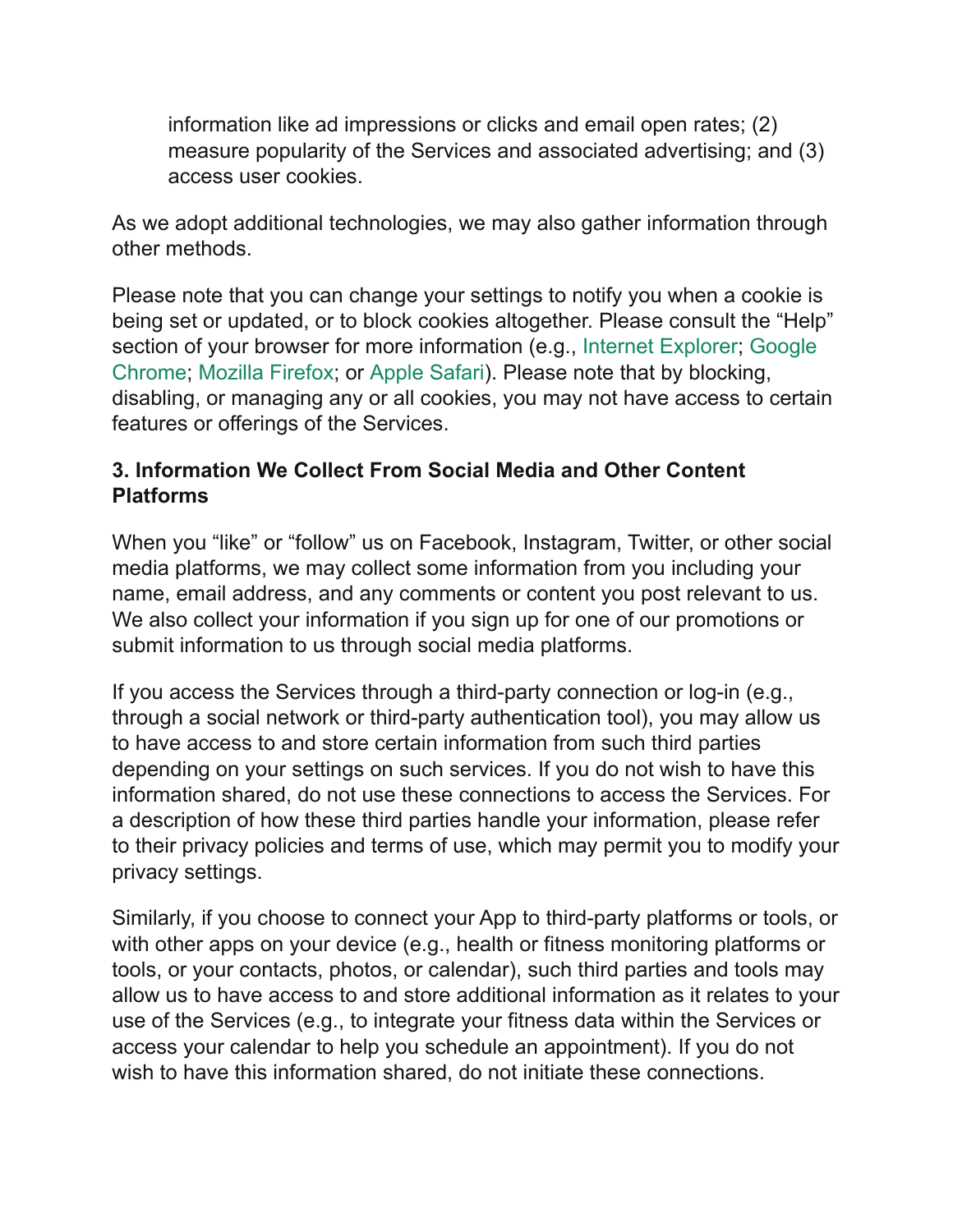information like ad impressions or clicks and email open rates; (2) measure popularity of the Services and associated advertising; and (3) access user cookies.

As we adopt additional technologies, we may also gather information through other methods.

Please note that you can change your settings to notify you when a cookie is being set or updated, or to block cookies altogether. Please consult the "Help" section of your browser for more information (e.g., Internet Explorer; Google Chrome; Mozilla Firefox; or Apple Safari). Please note that by blocking, disabling, or managing any or all cookies, you may not have access to certain features or offerings of the Services.

### 3. Information We Collect From Social Media and Other Content Platforms

When you "like" or "follow" us on Facebook, Instagram, Twitter, or other social media platforms, we may collect some information from you including your name, email address, and any comments or content you post relevant to us. We also collect your information if you sign up for one of our promotions or submit information to us through social media platforms.

If you access the Services through a third-party connection or log-in (e.g., through a social network or third-party authentication tool), you may allow us to have access to and store certain information from such third parties depending on your settings on such services. If you do not wish to have this information shared, do not use these connections to access the Services. For a description of how these third parties handle your information, please refer to their privacy policies and terms of use, which may permit you to modify your privacy settings.

Similarly, if you choose to connect your App to third-party platforms or tools, or with other apps on your device (e.g., health or fitness monitoring platforms or tools, or your contacts, photos, or calendar), such third parties and tools may allow us to have access to and store additional information as it relates to your use of the Services (e.g., to integrate your fitness data within the Services or access your calendar to help you schedule an appointment). If you do not wish to have this information shared, do not initiate these connections.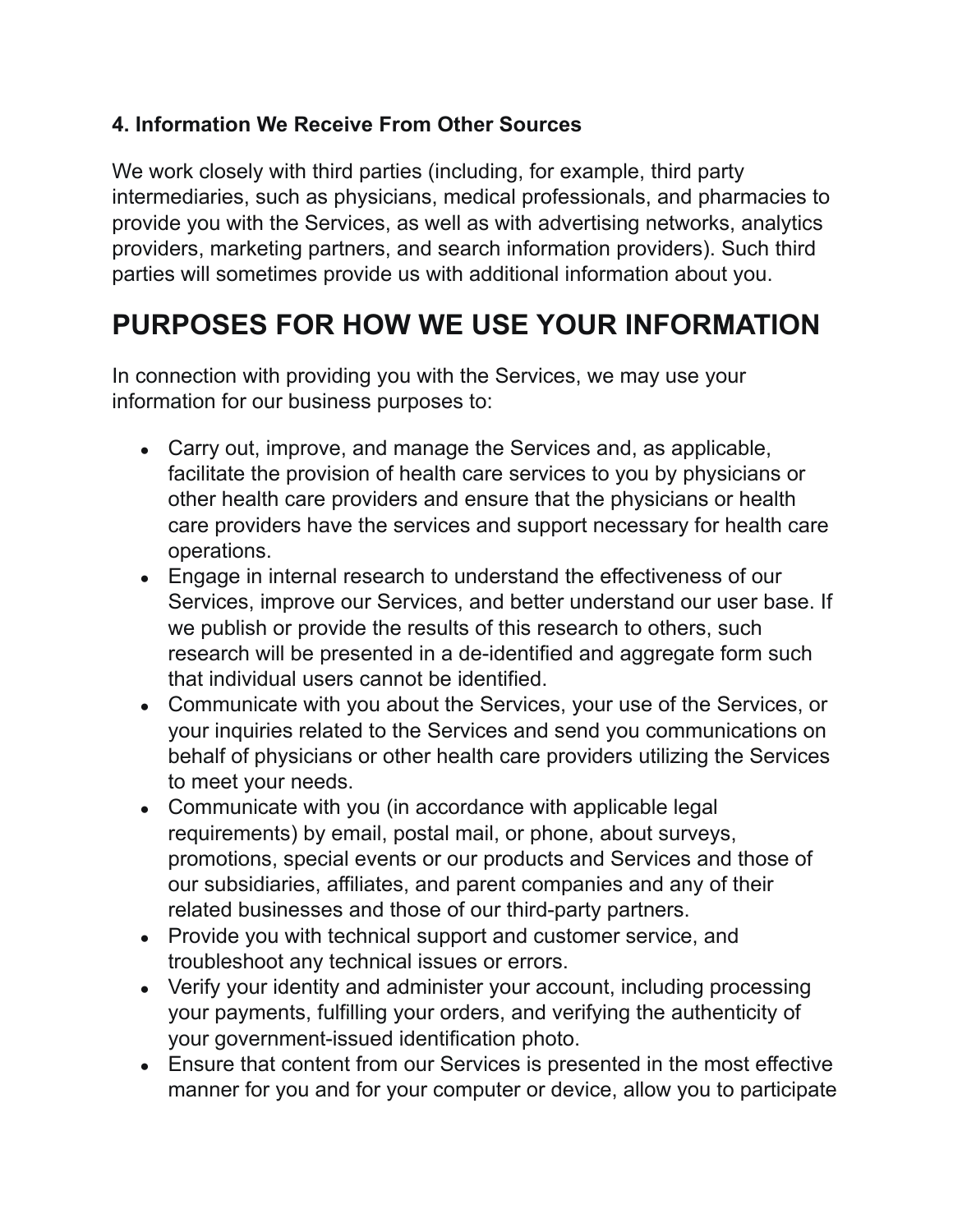### 4. Information We Receive From Other Sources

We work closely with third parties (including, for example, third party intermediaries, such as physicians, medical professionals, and pharmacies to provide you with the Services, as well as with advertising networks, analytics providers, marketing partners, and search information providers). Such third parties will sometimes provide us with additional information about you.

## PURPOSES FOR HOW WE USE YOUR INFORMATION

In connection with providing you with the Services, we may use your information for our business purposes to:

- Carry out, improve, and manage the Services and, as applicable, facilitate the provision of health care services to you by physicians or other health care providers and ensure that the physicians or health care providers have the services and support necessary for health care operations.
- Engage in internal research to understand the effectiveness of our Services, improve our Services, and better understand our user base. If we publish or provide the results of this research to others, such research will be presented in a de-identified and aggregate form such that individual users cannot be identified.
- Communicate with you about the Services, your use of the Services, or your inquiries related to the Services and send you communications on behalf of physicians or other health care providers utilizing the Services to meet your needs.
- Communicate with you (in accordance with applicable legal requirements) by email, postal mail, or phone, about surveys, promotions, special events or our products and Services and those of our subsidiaries, affiliates, and parent companies and any of their related businesses and those of our third-party partners.
- Provide you with technical support and customer service, and troubleshoot any technical issues or errors.
- Verify your identity and administer your account, including processing your payments, fulfilling your orders, and verifying the authenticity of your government-issued identification photo.
- Ensure that content from our Services is presented in the most effective manner for you and for your computer or device, allow you to participate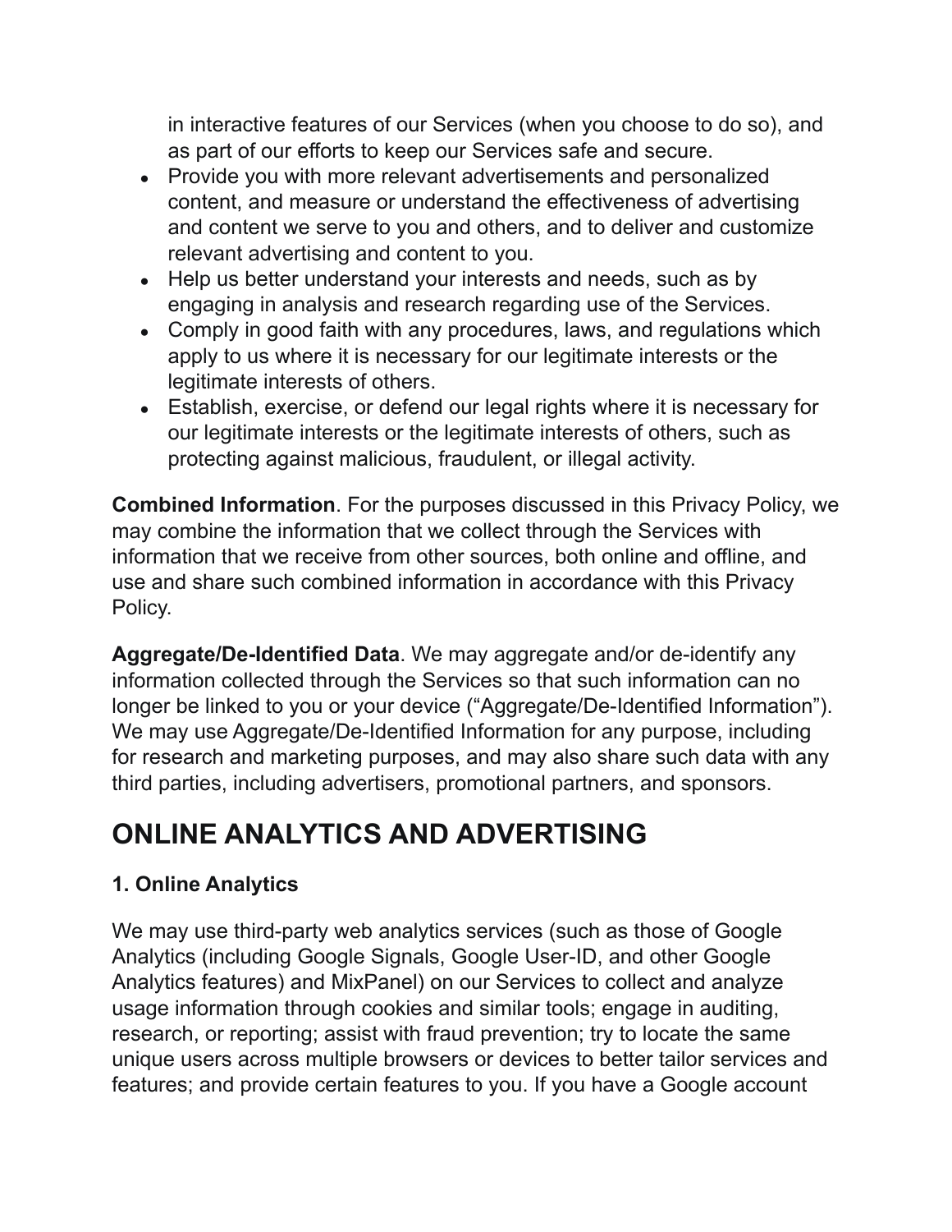in interactive features of our Services (when you choose to do so), and as part of our efforts to keep our Services safe and secure.

- Provide you with more relevant advertisements and personalized content, and measure or understand the effectiveness of advertising and content we serve to you and others, and to deliver and customize relevant advertising and content to you.
- Help us better understand your interests and needs, such as by engaging in analysis and research regarding use of the Services.
- Comply in good faith with any procedures, laws, and regulations which apply to us where it is necessary for our legitimate interests or the legitimate interests of others.
- Establish, exercise, or defend our legal rights where it is necessary for our legitimate interests or the legitimate interests of others, such as protecting against malicious, fraudulent, or illegal activity.

**Combined Information**. For the purposes discussed in this Privacy Policy, we may combine the information that we collect through the Services with information that we receive from other sources, both online and offline, and use and share such combined information in accordance with this Privacy Policy.

**Aggregate/De-Identified Data**. We may aggregate and/or de-identify any information collected through the Services so that such information can no longer be linked to you or your device ("Aggregate/De-Identified Information"). We may use Aggregate/De-Identified Information for any purpose, including for research and marketing purposes, and may also share such data with any third parties, including advertisers, promotional partners, and sponsors.

# ONLINE ANALYTICS AND ADVERTISING

### 1. Online Analytics

We may use third-party web analytics services (such as those of Google Analytics (including Google Signals, Google User-ID, and other Google Analytics features) and MixPanel) on our Services to collect and analyze usage information through cookies and similar tools; engage in auditing, research, or reporting; assist with fraud prevention; try to locate the same unique users across multiple browsers or devices to better tailor services and features; and provide certain features to you. If you have a Google account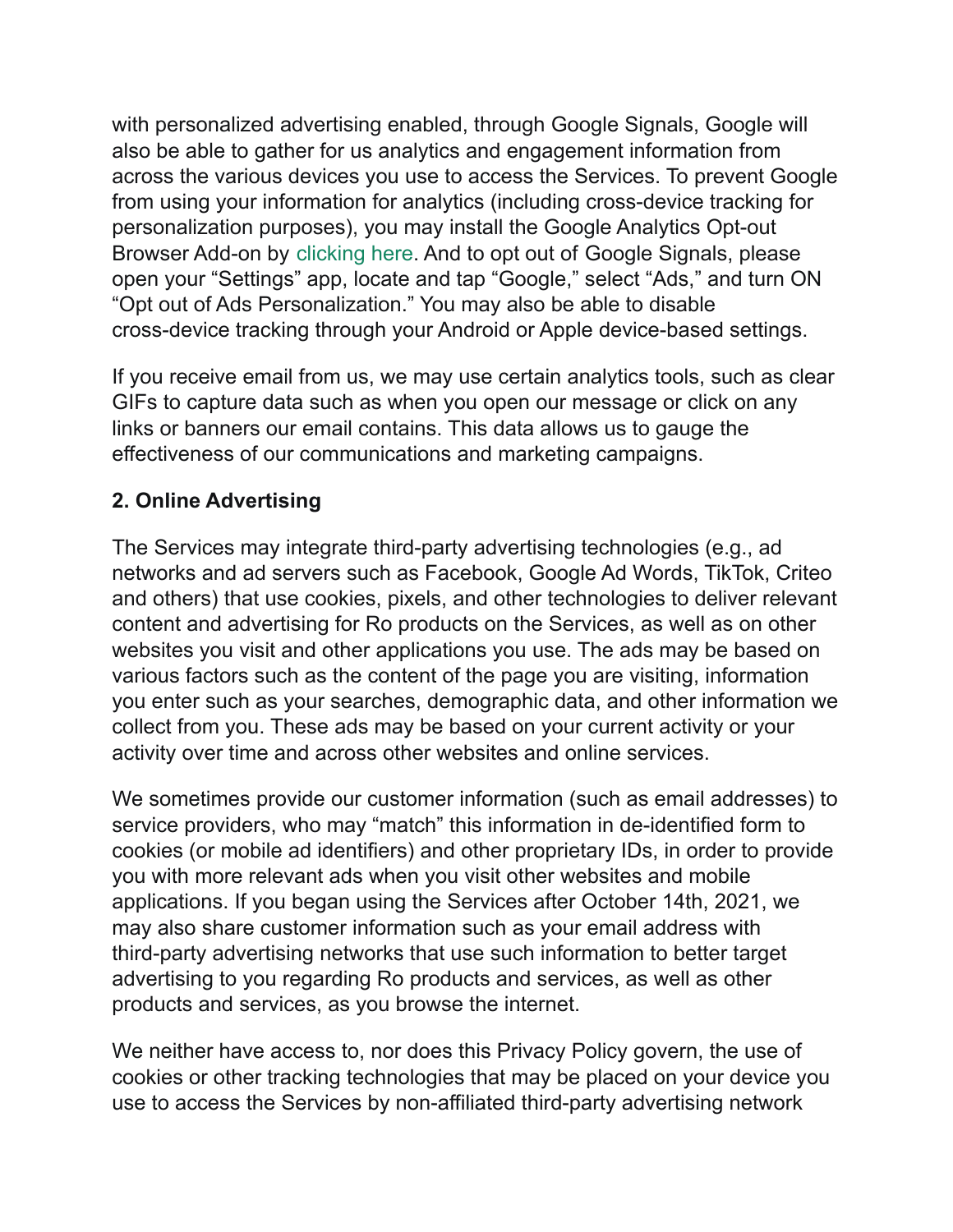with personalized advertising enabled, through Google Signals, Google will also be able to gather for us analytics and engagement information from across the various devices you use to access the Services. To prevent Google from using your information for analytics (including cross-device tracking for personalization purposes), you may install the Google Analytics Opt-out Browser Add-on by clicking here. And to opt out of Google Signals, please open your "Settings" app, locate and tap "Google," select "Ads," and turn ON "Opt out of Ads Personalization." You may also be able to disable cross-device tracking through your Android or Apple device-based settings.

If you receive email from us, we may use certain analytics tools, such as clear GIFs to capture data such as when you open our message or click on any links or banners our email contains. This data allows us to gauge the effectiveness of our communications and marketing campaigns.

**2. Online Advertising**

The Services may integrate third-party advertising technologies (e.g., ad networks and ad servers such as Facebook, Google Ad Words, TikTok, Criteo and others) that use cookies, pixels, and other technologies to deliver relevant content and advertising for Ro products on the Services, as well as on other websites you visit and other applications you use. The ads may be based on various factors such as the content of the page you are visiting, information you enter such as your searches, demographic data, and other information we collect from you. These ads may be based on your current activity or your activity over time and across other websites and online services.

We sometimes provide our customer information (such as email addresses) to service providers, who may "match" this information in de-identified form to cookies (or mobile ad identifiers) and other proprietary IDs, in order to provide you with more relevant ads when you visit other websites and mobile applications. If you began using the Services after October 14th, 2021, we may also share customer information such as your email address with third-party advertising networks that use such information to better target advertising to you regarding Ro products and services, as well as other products and services, as you browse the internet.

We neither have access to, nor does this Privacy Policy govern, the use of cookies or other tracking technologies that may be placed on your device you use to access the Services by non-affiliated third-party advertising network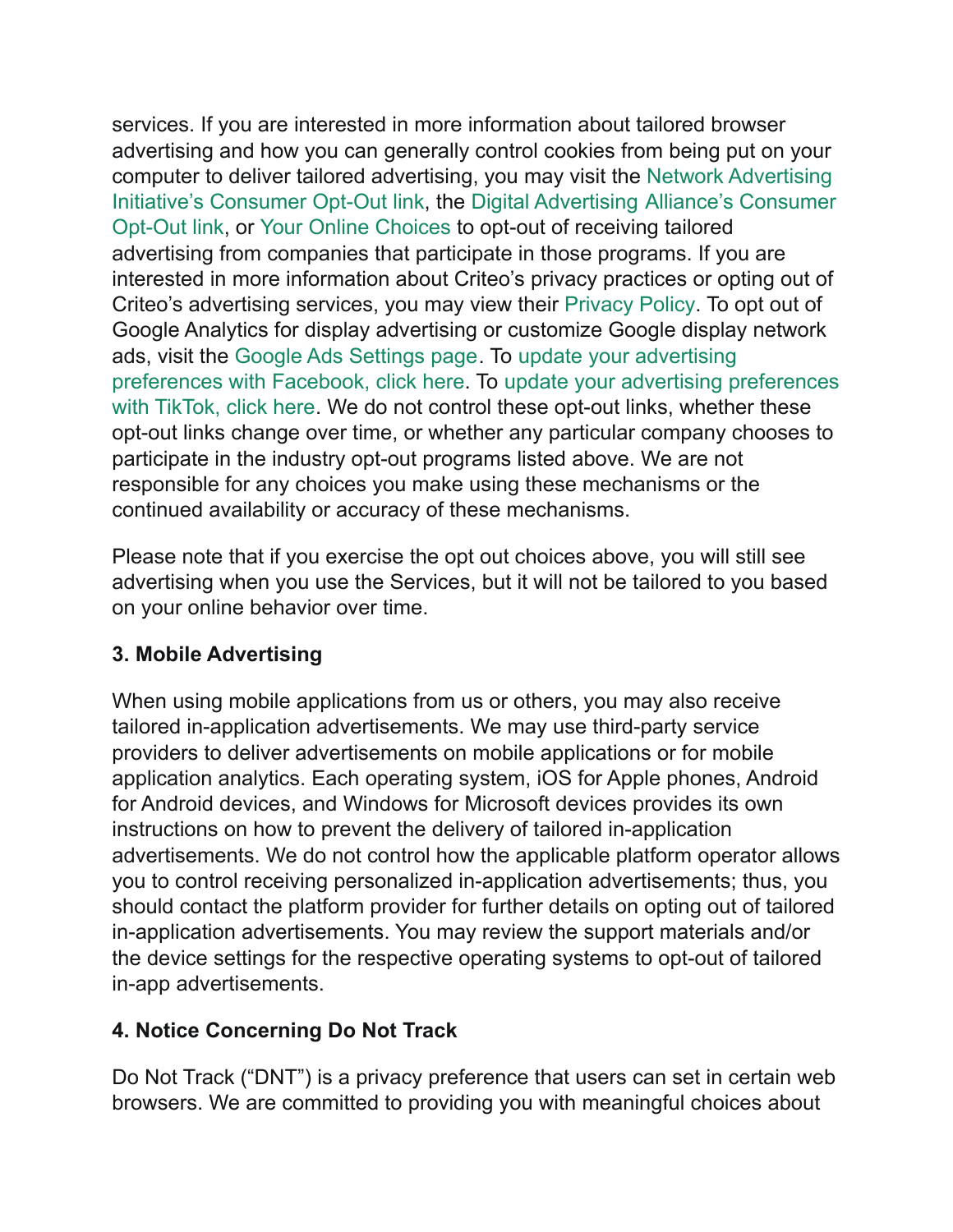services. If you are interested in more information about tailored browser advertising and how you can generally control cookies from being put on your computer to deliver tailored advertising, you may visit the Network Advertising Initiative's Consumer Opt-Out link, the Digital Advertising Alliance's Consumer Opt-Out link, or Your Online Choices to opt-out of receiving tailored advertising from companies that participate in those programs. If you are interested in more information about Criteo's privacy practices or opting out of Criteo's advertising services, you may view their Privacy Policy. To opt out of Google Analytics for display advertising or customize Google display network ads, visit the Google Ads Settings page. To update your advertising preferences with Facebook, click here. To update your advertising preferences with TikTok, click here. We do not control these opt-out links, whether these opt-out links change over time, or whether any particular company chooses to participate in the industry opt-out programs listed above. We are not responsible for any choices you make using these mechanisms or the continued availability or accuracy of these mechanisms.

Please note that if you exercise the opt out choices above, you will still see advertising when you use the Services, but it will not be tailored to you based on your online behavior over time.

**3. Mobile Advertising**

When using mobile applications from us or others, you may also receive tailored in-application advertisements. We may use third-party service providers to deliver advertisements on mobile applications or for mobile application analytics. Each operating system, iOS for Apple phones, Android for Android devices, and Windows for Microsoft devices provides its own instructions on how to prevent the delivery of tailored in-application advertisements. We do not control how the applicable platform operator allows you to control receiving personalized in-application advertisements; thus, you should contact the platform provider for further details on opting out of tailored in-application advertisements. You may review the support materials and/or the device settings for the respective operating systems to opt-out of tailored in-app advertisements.

**4. Notice Concerning Do Not Track**

Do Not Track ("DNT") is a privacy preference that users can set in certain web browsers. We are committed to providing you with meaningful choices about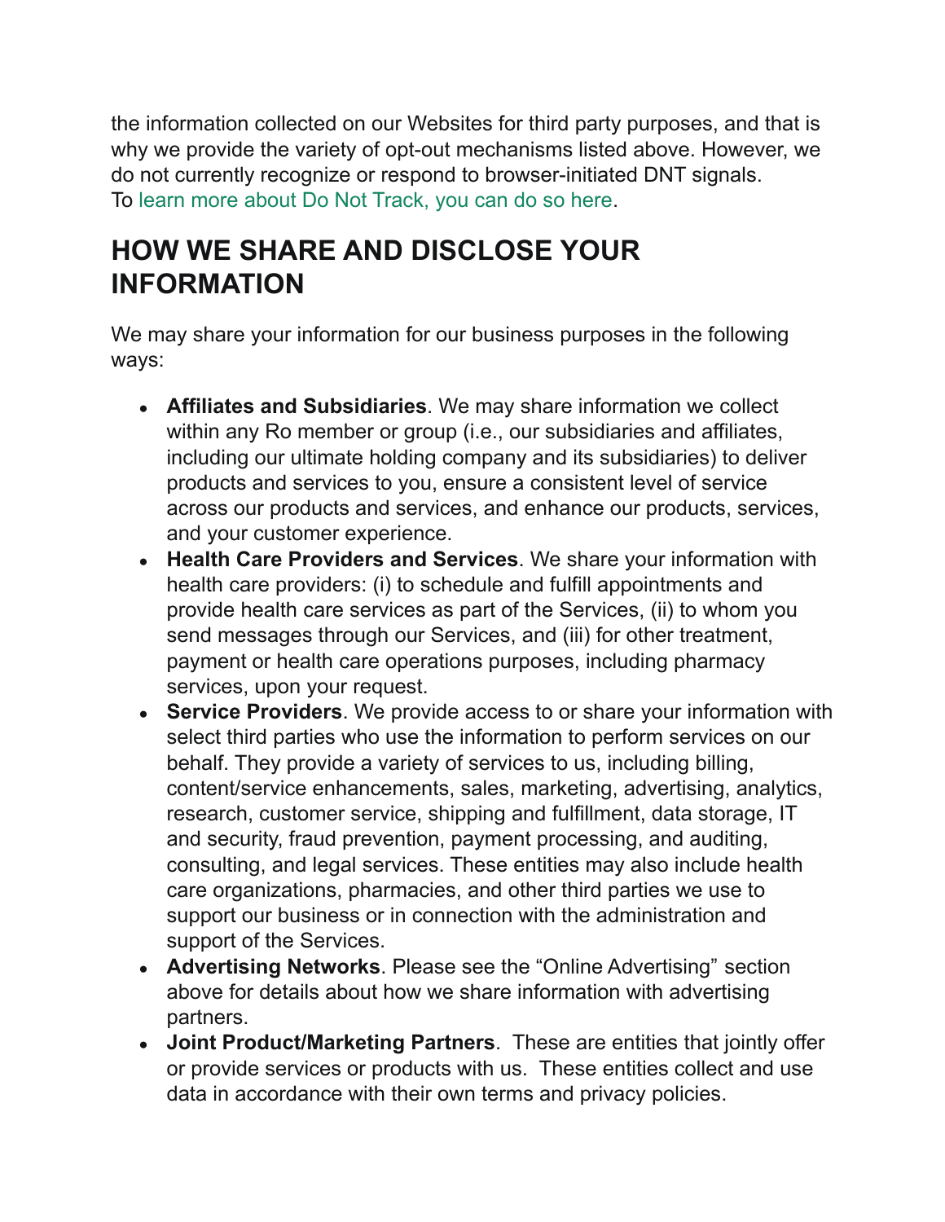the information collected on our Websites for third party purposes, and that is why we provide the variety of opt-out mechanisms listed above. However, we do not currently recognize or respond to browser-initiated DNT signals. To learn more about Do Not Track, you can do so here.

## HOW WE SHARE AND DISCLOSE YOUR INFORMATION

We may share your information for our business purposes in the following ways:

- **Affiliates and Subsidiaries**. We may share information we collect within any Ro member or group (i.e., our subsidiaries and affiliates, including our ultimate holding company and its subsidiaries) to deliver products and services to you, ensure a consistent level of service across our products and services, and enhance our products, services, and your customer experience.
- **Health Care Providers and Services**. We share your information with health care providers: (i) to schedule and fulfill appointments and provide health care services as part of the Services, (ii) to whom you send messages through our Services, and (iii) for other treatment, payment or health care operations purposes, including pharmacy services, upon your request.
- **Service Providers**. We provide access to or share your information with select third parties who use the information to perform services on our behalf. They provide a variety of services to us, including billing, content/service enhancements, sales, marketing, advertising, analytics, research, customer service, shipping and fulfillment, data storage, IT and security, fraud prevention, payment processing, and auditing, consulting, and legal services. These entities may also include health care organizations, pharmacies, and other third parties we use to support our business or in connection with the administration and support of the Services.
- **Advertising Networks**. Please see the "Online Advertising" section above for details about how we share information with advertising partners.
- **Joint Product/Marketing Partners**. These are entities that jointly offer or provide services or products with us. These entities collect and use data in accordance with their own terms and privacy policies.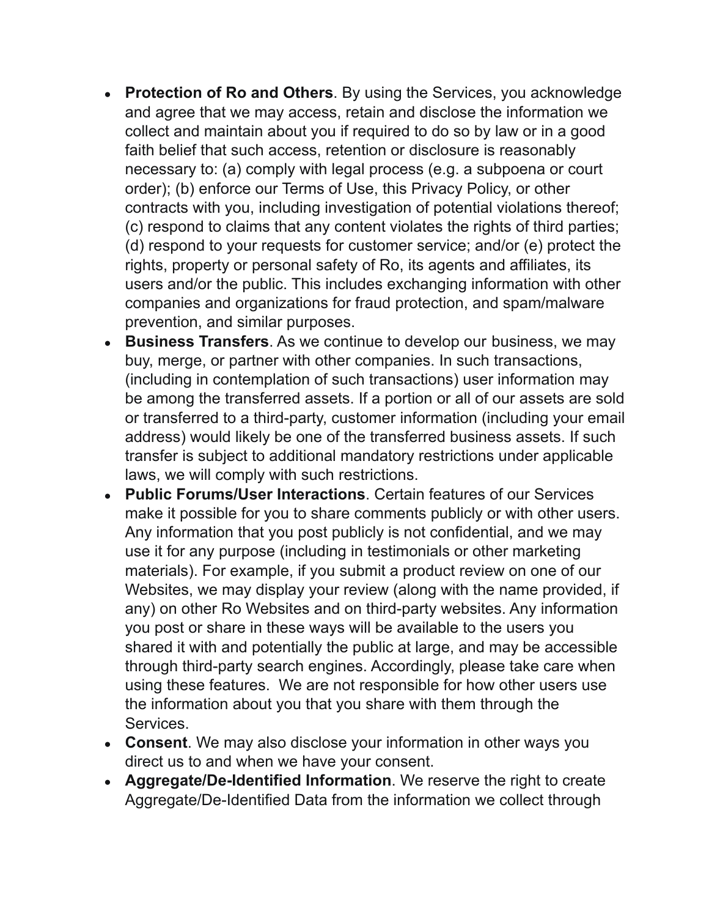- **Protection of Ro and Others**. By using the Services, you acknowledge and agree that we may access, retain and disclose the information we collect and maintain about you if required to do so by law or in a good faith belief that such access, retention or disclosure is reasonably necessary to: (a) comply with legal process (e.g. a subpoena or court order); (b) enforce our Terms of Use, this Privacy Policy, or other contracts with you, including investigation of potential violations thereof; (c) respond to claims that any content violates the rights of third parties; (d) respond to your requests for customer service; and/or (e) protect the rights, property or personal safety of Ro, its agents and affiliates, its users and/or the public. This includes exchanging information with other companies and organizations for fraud protection, and spam/malware prevention, and similar purposes.
- **Business Transfers**. As we continue to develop our business, we may buy, merge, or partner with other companies. In such transactions, (including in contemplation of such transactions) user information may be among the transferred assets. If a portion or all of our assets are sold or transferred to a third-party, customer information (including your email address) would likely be one of the transferred business assets. If such transfer is subject to additional mandatory restrictions under applicable laws, we will comply with such restrictions.
- **Public Forums/User Interactions**. Certain features of our Services make it possible for you to share comments publicly or with other users. Any information that you post publicly is not confidential, and we may use it for any purpose (including in testimonials or other marketing materials). For example, if you submit a product review on one of our Websites, we may display your review (along with the name provided, if any) on other Ro Websites and on third-party websites. Any information you post or share in these ways will be available to the users you shared it with and potentially the public at large, and may be accessible through third-party search engines. Accordingly, please take care when using these features. We are not responsible for how other users use the information about you that you share with them through the Services.
- **Consent**. We may also disclose your information in other ways you direct us to and when we have your consent.
- **Aggregate/De-Identified Information**. We reserve the right to create Aggregate/De-Identified Data from the information we collect through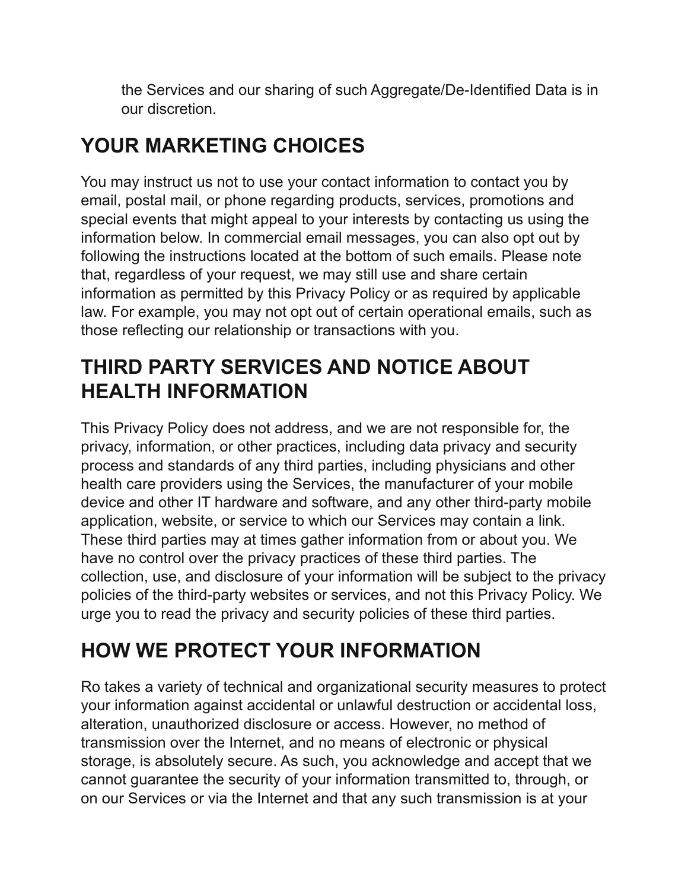the Services and our sharing of such Aggregate/De-Identified Data is in our discretion.

## YOUR MARKETING CHOICES

You may instruct us not to use your contact information to contact you by email, postal mail, or phone regarding products, services, promotions and special events that might appeal to your interests by contacting us using the information below. In commercial email messages, you can also opt out by following the instructions located at the bottom of such emails. Please note that, regardless of your request, we may still use and share certain information as permitted by this Privacy Policy or as required by applicable law. For example, you may not opt out of certain operational emails, such as those reflecting our relationship or transactions with you.

## THIRD PARTY SERVICES AND NOTICE ABOUT HEALTH INFORMATION

This Privacy Policy does not address, and we are not responsible for, the privacy, information, or other practices, including data privacy and security process and standards of any third parties, including physicians and other health care providers using the Services, the manufacturer of your mobile device and other IT hardware and software, and any other third-party mobile application, website, or service to which our Services may contain a link. These third parties may at times gather information from or about you. We have no control over the privacy practices of these third parties. The collection, use, and disclosure of your information will be subject to the privacy policies of the third-party websites or services, and not this Privacy Policy. We urge you to read the privacy and security policies of these third parties.

## HOW WE PROTECT YOUR INFORMATION

Ro takes a variety of technical and organizational security measures to protect your information against accidental or unlawful destruction or accidental loss, alteration, unauthorized disclosure or access. However, no method of transmission over the Internet, and no means of electronic or physical storage, is absolutely secure. As such, you acknowledge and accept that we cannot guarantee the security of your information transmitted to, through, or on our Services or via the Internet and that any such transmission is at your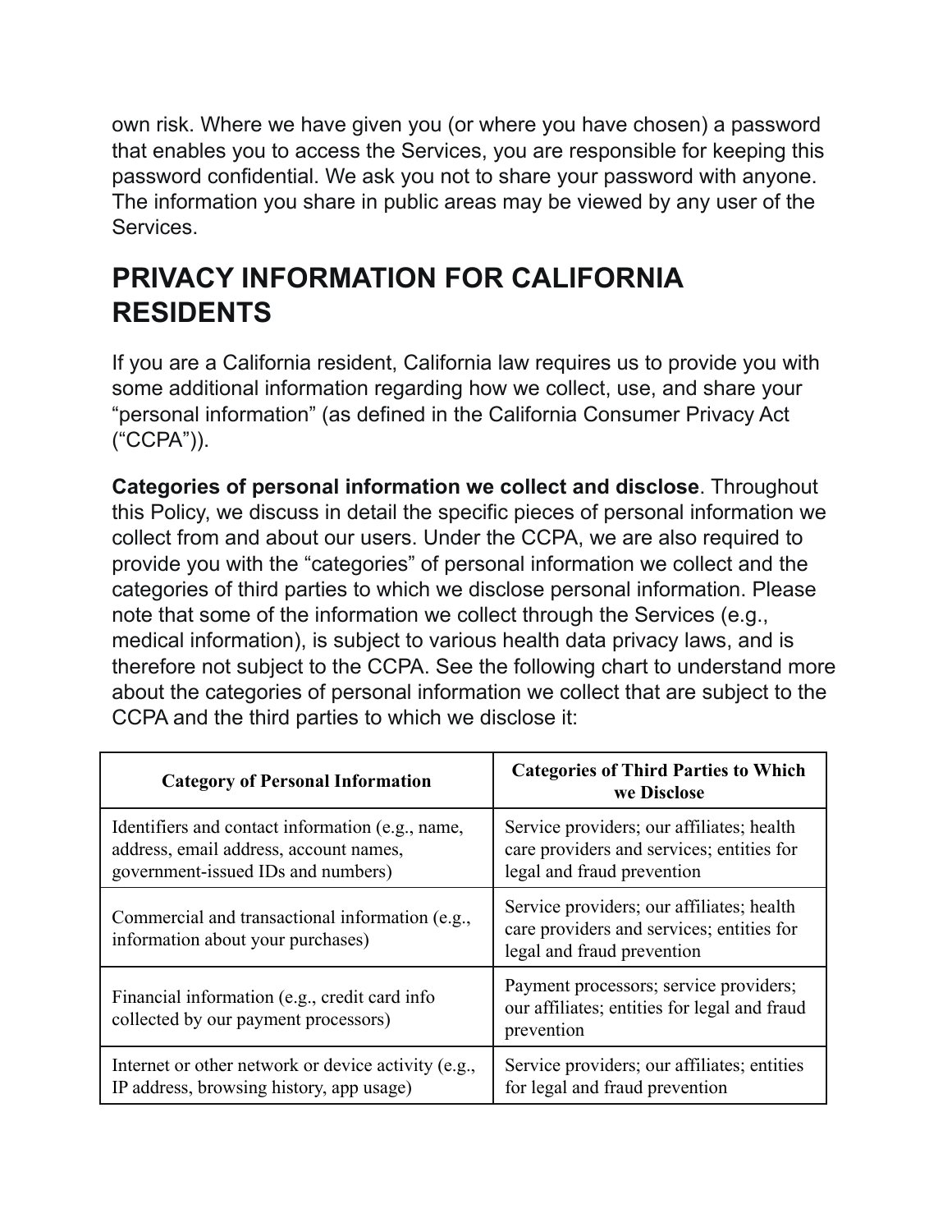own risk. Where we have given you (or where you have chosen) a password that enables you to access the Services, you are responsible for keeping this password confidential. We ask you not to share your password with anyone. The information you share in public areas may be viewed by any user of the Services.

## PRIVACY INFORMATION FOR CALIFORNIA RESIDENTS

If you are a California resident, California law requires us to provide you with some additional information regarding how we collect, use, and share your "personal information" (as defined in the California Consumer Privacy Act ("CCPA")).

**Categories of personal information we collect and disclose**. Throughout this Policy, we discuss in detail the specific pieces of personal information we collect from and about our users. Under the CCPA, we are also required to provide you with the "categories" of personal information we collect and the categories of third parties to which we disclose personal information. Please note that some of the information we collect through the Services (e.g., medical information), is subject to various health data privacy laws, and is therefore not subject to the CCPA. See the following chart to understand more about the categories of personal information we collect that are subject to the CCPA and the third parties to which we disclose it:

| Category of Personal Information | Categories of Third Parties to Which we Disclose |
|---|---|
| Identifiers and contact information (e.g., name, address, email address, account names, government-issued IDs and numbers) | Service providers; our affiliates; health care providers and services; entities for legal and fraud prevention |
| Commercial and transactional information (e.g., information about your purchases) | Service providers; our affiliates; health care providers and services; entities for legal and fraud prevention |
| Financial information (e.g., credit card info collected by our payment processors) | Payment processors; service providers; our affiliates; entities for legal and fraud prevention |
| Internet or other network or device activity (e.g., IP address, browsing history, app usage) | Service providers; our affiliates; entities for legal and fraud prevention |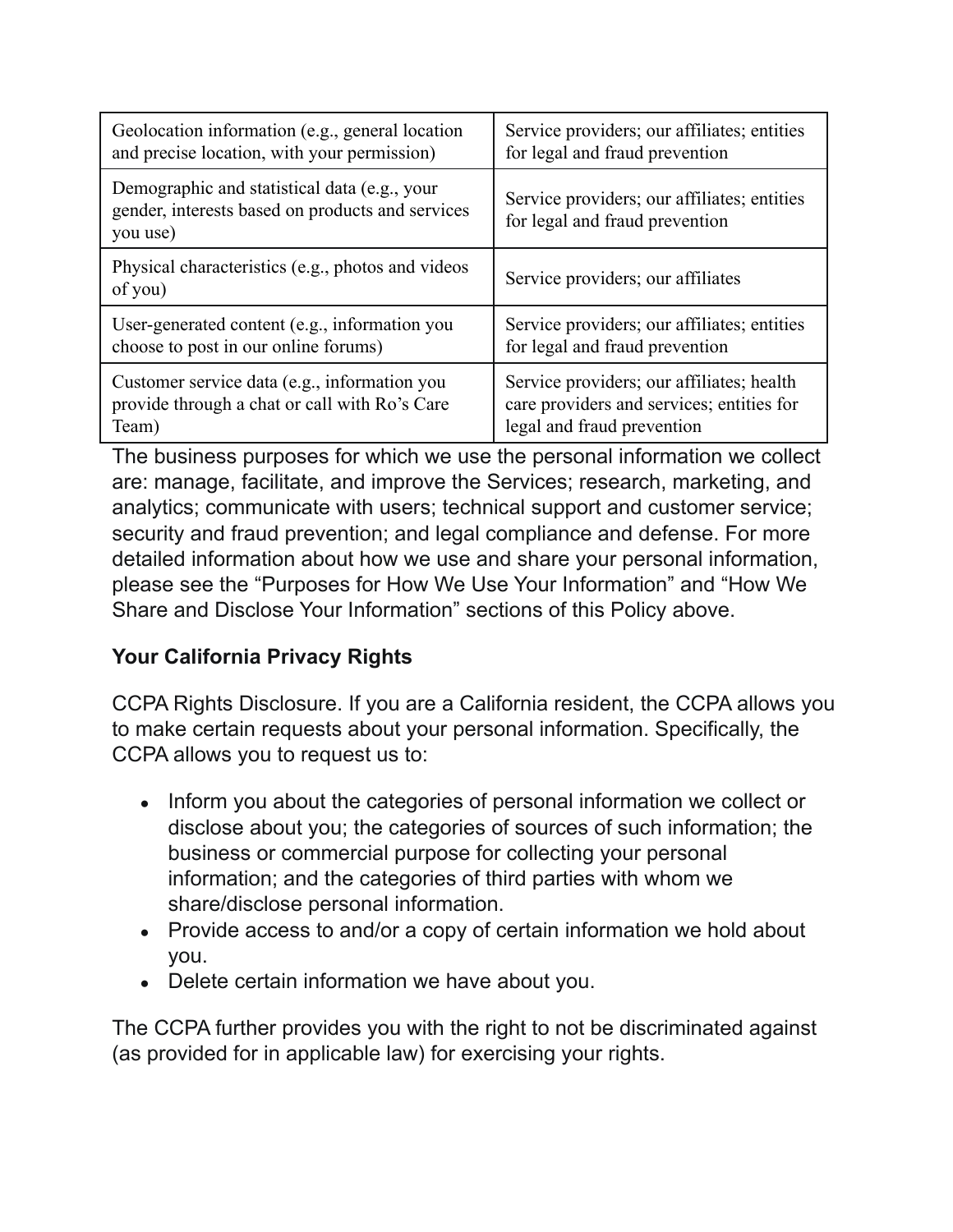| Geolocation information (e.g., general location and precise location, with your permission) | Service providers; our affiliates; entities for legal and fraud prevention |
|---|---|
| Demographic and statistical data (e.g., your gender, interests based on products and services you use) | Service providers; our affiliates; entities for legal and fraud prevention |
| Physical characteristics (e.g., photos and videos of you) | Service providers; our affiliates |
| User-generated content (e.g., information you choose to post in our online forums) | Service providers; our affiliates; entities for legal and fraud prevention |
| Customer service data (e.g., information you provide through a chat or call with Ro's Care Team) | Service providers; our affiliates; health care providers and services; entities for legal and fraud prevention |

The business purposes for which we use the personal information we collect are: manage, facilitate, and improve the Services; research, marketing, and analytics; communicate with users; technical support and customer service; security and fraud prevention; and legal compliance and defense. For more detailed information about how we use and share your personal information, please see the "Purposes for How We Use Your Information" and "How We Share and Disclose Your Information" sections of this Policy above.

**Your California Privacy Rights**

CCPA Rights Disclosure. If you are a California resident, the CCPA allows you to make certain requests about your personal information. Specifically, the CCPA allows you to request us to:

- Inform you about the categories of personal information we collect or disclose about you; the categories of sources of such information; the business or commercial purpose for collecting your personal information; and the categories of third parties with whom we share/disclose personal information.
- Provide access to and/or a copy of certain information we hold about you.
- Delete certain information we have about you.

The CCPA further provides you with the right to not be discriminated against (as provided for in applicable law) for exercising your rights.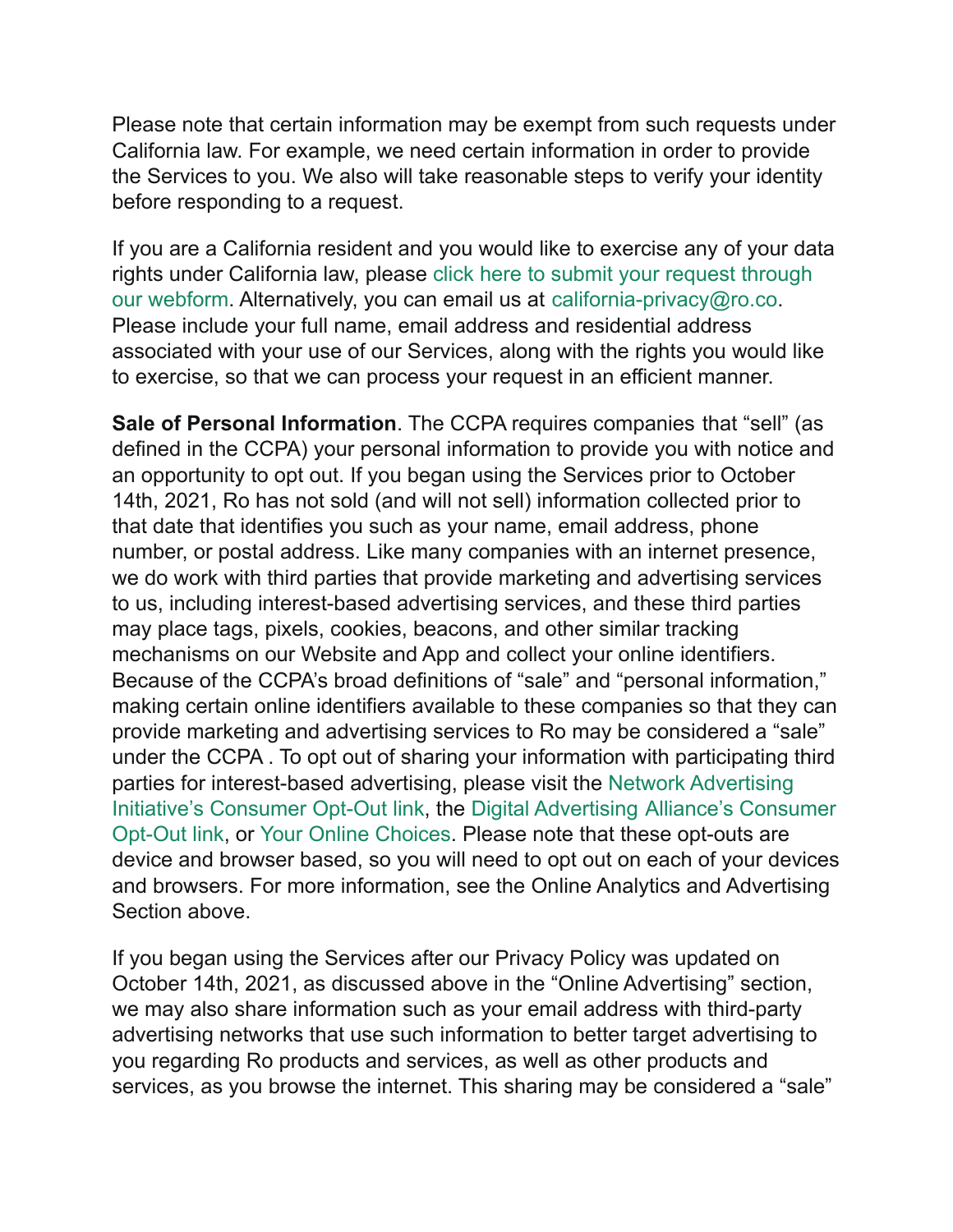Please note that certain information may be exempt from such requests under California law. For example, we need certain information in order to provide the Services to you. We also will take reasonable steps to verify your identity before responding to a request.

If you are a California resident and you would like to exercise any of your data rights under California law, please click here to submit your request through our webform. Alternatively, you can email us at california-privacy@ro.co. Please include your full name, email address and residential address associated with your use of our Services, along with the rights you would like to exercise, so that we can process your request in an efficient manner.

**Sale of Personal Information**. The CCPA requires companies that “sell” (as defined in the CCPA) your personal information to provide you with notice and an opportunity to opt out. If you began using the Services prior to October 14th, 2021, Ro has not sold (and will not sell) information collected prior to that date that identifies you such as your name, email address, phone number, or postal address. Like many companies with an internet presence, we do work with third parties that provide marketing and advertising services to us, including interest-based advertising services, and these third parties may place tags, pixels, cookies, beacons, and other similar tracking mechanisms on our Website and App and collect your online identifiers. Because of the CCPA’s broad definitions of “sale” and “personal information,” making certain online identifiers available to these companies so that they can provide marketing and advertising services to Ro may be considered a “sale” under the CCPA . To opt out of sharing your information with participating third parties for interest-based advertising, please visit the Network Advertising Initiative’s Consumer Opt-Out link, the Digital Advertising Alliance’s Consumer Opt-Out link, or Your Online Choices. Please note that these opt-outs are device and browser based, so you will need to opt out on each of your devices and browsers. For more information, see the Online Analytics and Advertising Section above.

If you began using the Services after our Privacy Policy was updated on October 14th, 2021, as discussed above in the “Online Advertising” section, we may also share information such as your email address with third-party advertising networks that use such information to better target advertising to you regarding Ro products and services, as well as other products and services, as you browse the internet. This sharing may be considered a “sale”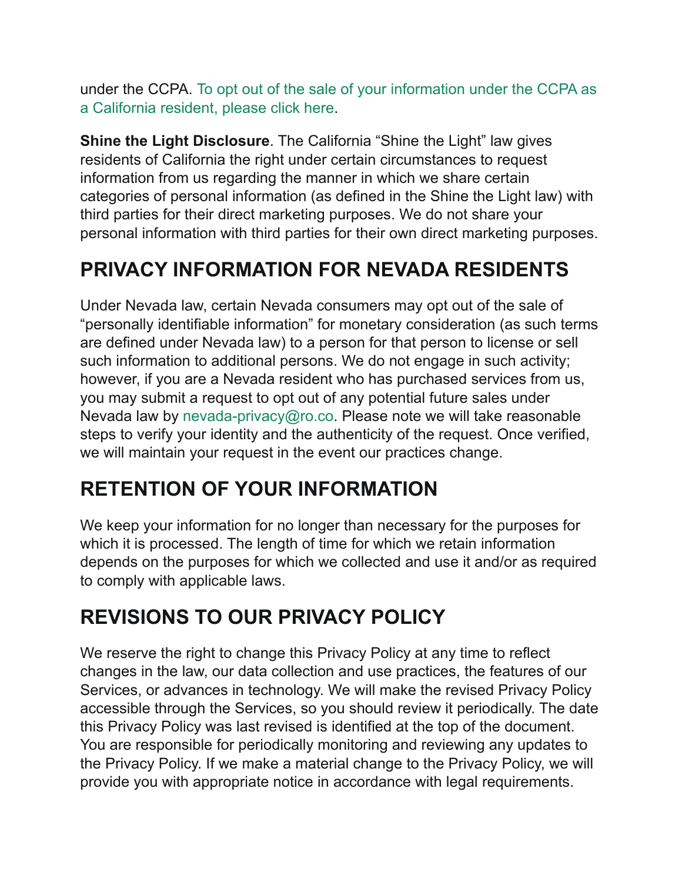under the CCPA. To opt out of the sale of your information under the CCPA as a California resident, please click here.

**Shine the Light Disclosure**. The California "Shine the Light" law gives residents of California the right under certain circumstances to request information from us regarding the manner in which we share certain categories of personal information (as defined in the Shine the Light law) with third parties for their direct marketing purposes. We do not share your personal information with third parties for their own direct marketing purposes.

## PRIVACY INFORMATION FOR NEVADA RESIDENTS

Under Nevada law, certain Nevada consumers may opt out of the sale of "personally identifiable information" for monetary consideration (as such terms are defined under Nevada law) to a person for that person to license or sell such information to additional persons. We do not engage in such activity; however, if you are a Nevada resident who has purchased services from us, you may submit a request to opt out of any potential future sales under Nevada law by nevada-privacy@ro.co. Please note we will take reasonable steps to verify your identity and the authenticity of the request. Once verified, we will maintain your request in the event our practices change.

## RETENTION OF YOUR INFORMATION

We keep your information for no longer than necessary for the purposes for which it is processed. The length of time for which we retain information depends on the purposes for which we collected and use it and/or as required to comply with applicable laws.

## REVISIONS TO OUR PRIVACY POLICY

We reserve the right to change this Privacy Policy at any time to reflect changes in the law, our data collection and use practices, the features of our Services, or advances in technology. We will make the revised Privacy Policy accessible through the Services, so you should review it periodically. The date this Privacy Policy was last revised is identified at the top of the document. You are responsible for periodically monitoring and reviewing any updates to the Privacy Policy. If we make a material change to the Privacy Policy, we will provide you with appropriate notice in accordance with legal requirements.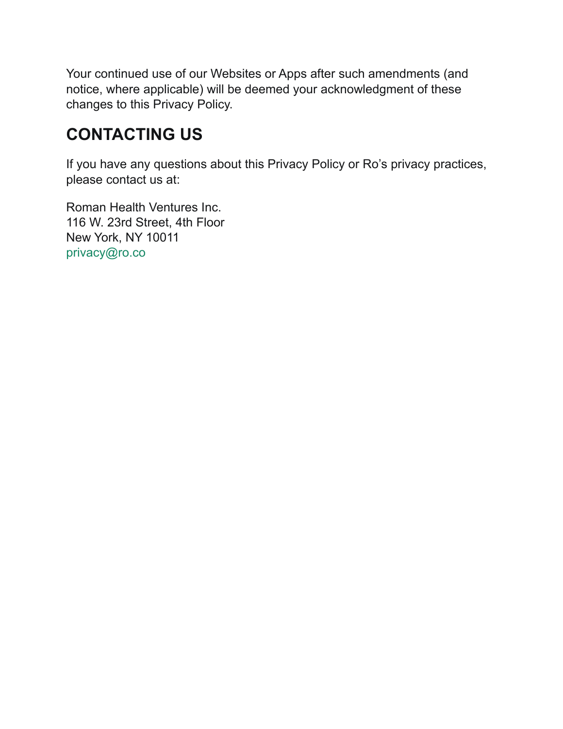Your continued use of our Websites or Apps after such amendments (and notice, where applicable) will be deemed your acknowledgment of these changes to this Privacy Policy.

## CONTACTING US

If you have any questions about this Privacy Policy or Ro's privacy practices, please contact us at:

Roman Health Ventures Inc.
116 W. 23rd Street, 4th Floor
New York, NY 10011
privacy@ro.co